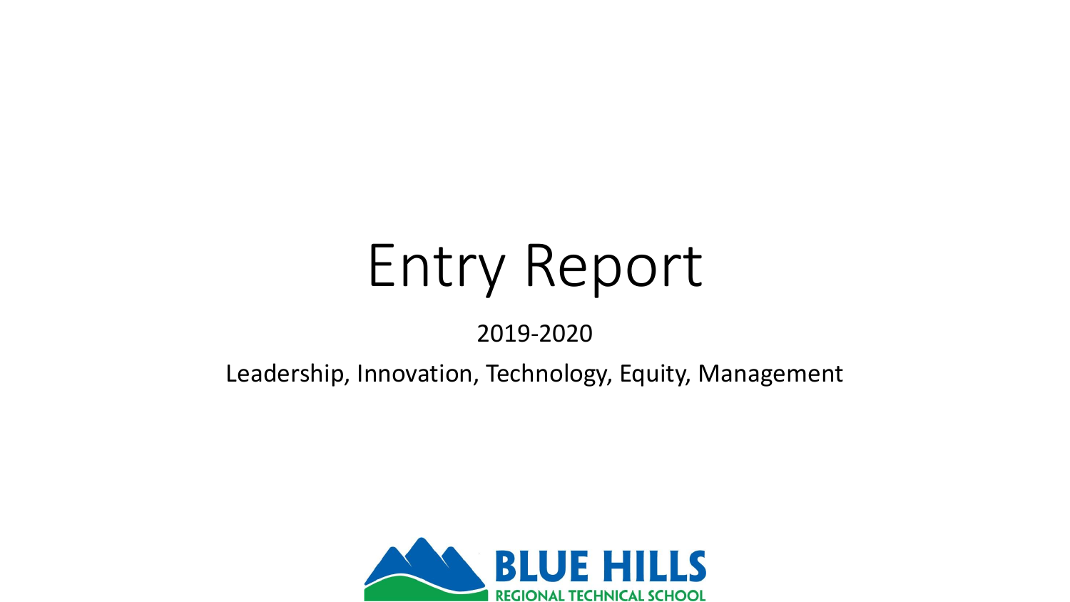# Entry Report

2019-2020

Leadership, Innovation, Technology, Equity, Management

BLUE HILLS
REGIONAL TECHNICAL SCHOOL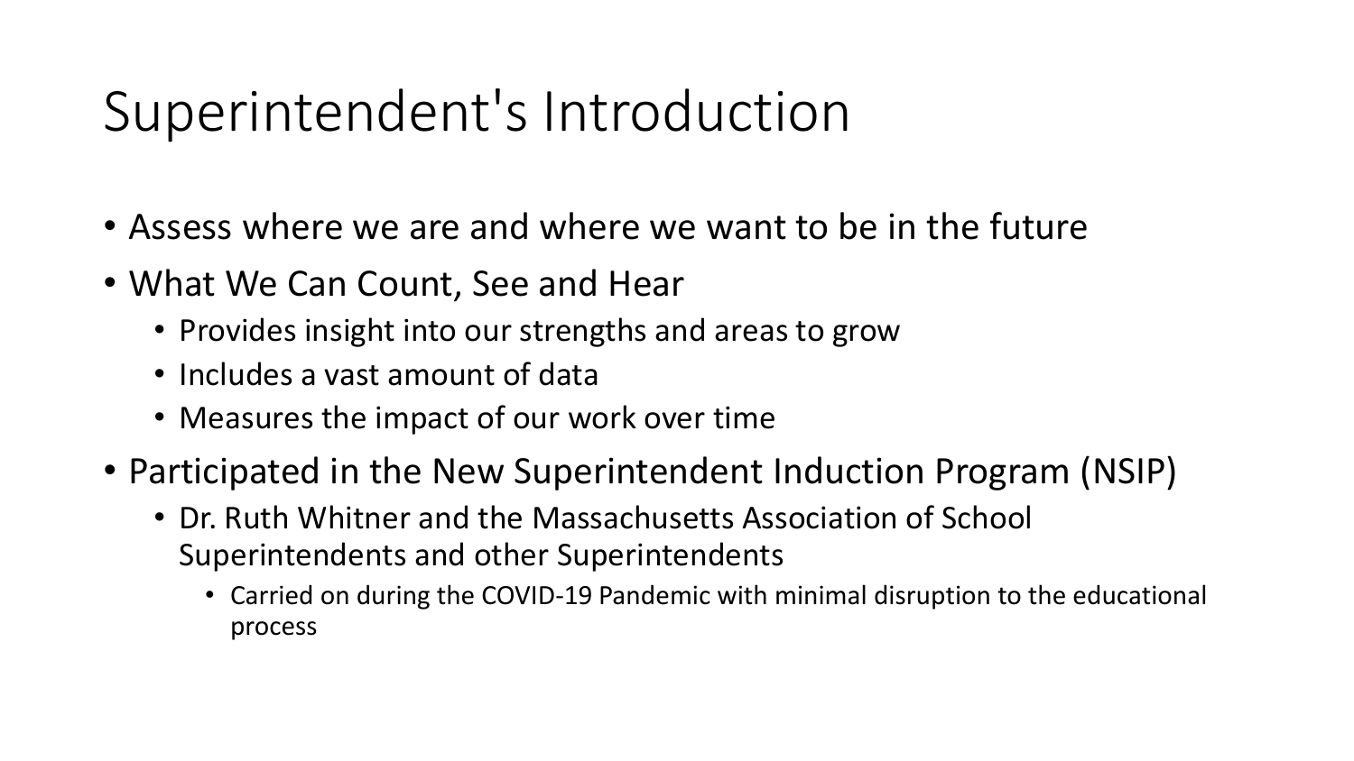# Superintendent's Introduction

- Assess where we are and where we want to be in the future
- What We Can Count, See and Hear
  - Provides insight into our strengths and areas to grow
  - Includes a vast amount of data
  - Measures the impact of our work over time
- Participated in the New Superintendent Induction Program (NSIP)
  - Dr. Ruth Whitner and the Massachusetts Association of School Superintendents and other Superintendents
    - Carried on during the COVID-19 Pandemic with minimal disruption to the educational process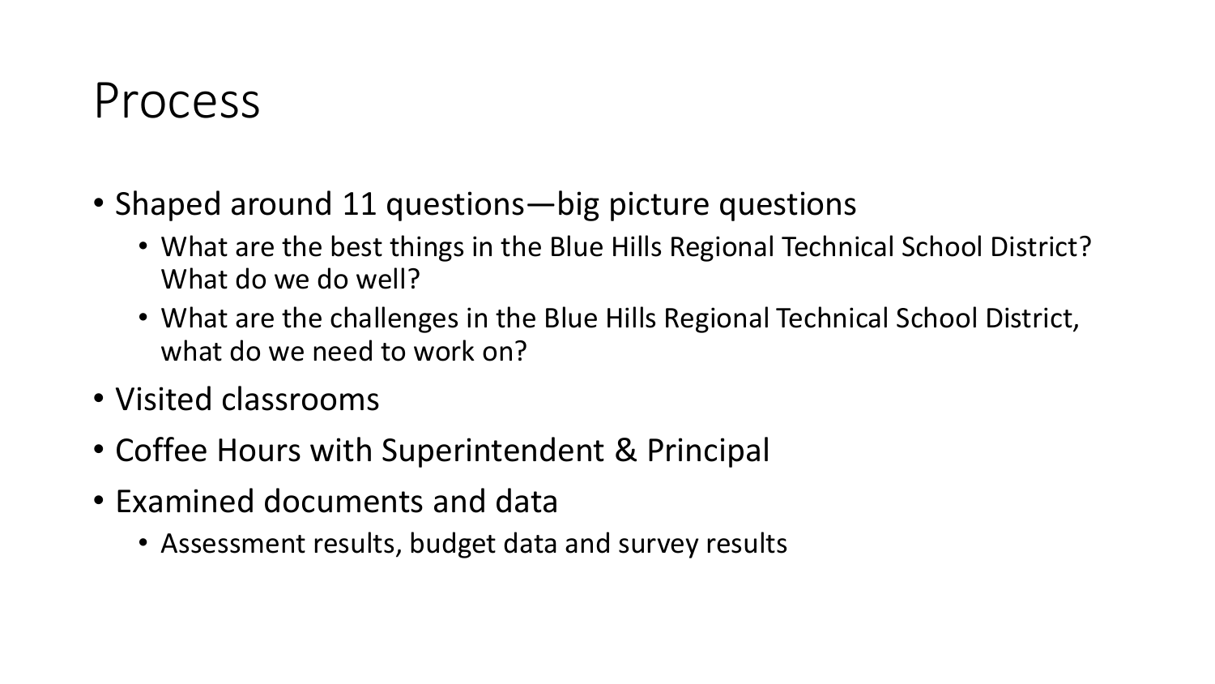# Process

- Shaped around 11 questions—big picture questions
  - What are the best things in the Blue Hills Regional Technical School District? What do we do well?
  - What are the challenges in the Blue Hills Regional Technical School District, what do we need to work on?
- Visited classrooms
- Coffee Hours with Superintendent & Principal
- Examined documents and data
  - Assessment results, budget data and survey results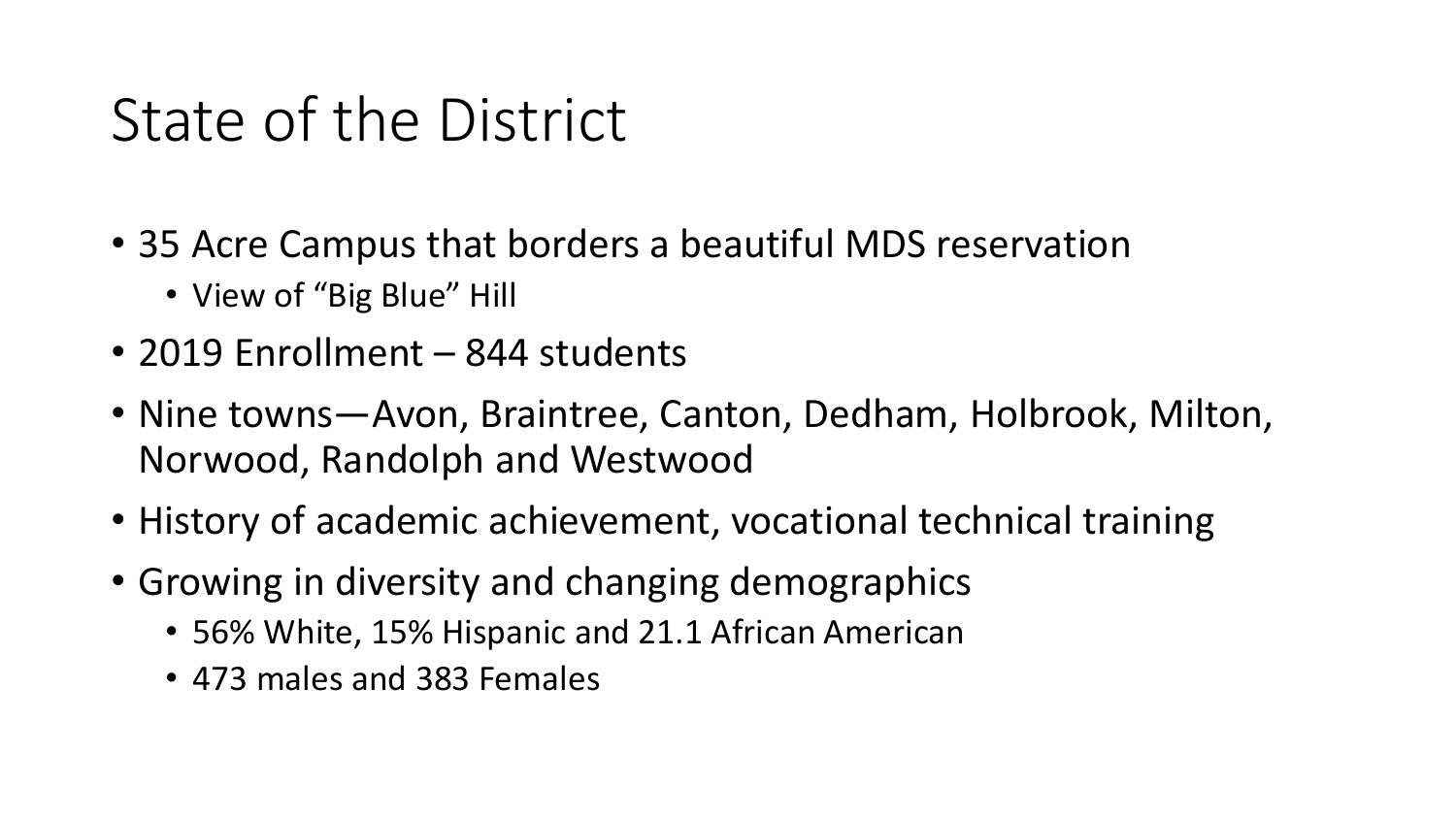# State of the District

- 35 Acre Campus that borders a beautiful MDS reservation
  - View of "Big Blue" Hill
- 2019 Enrollment – 844 students
- Nine towns—Avon, Braintree, Canton, Dedham, Holbrook, Milton, Norwood, Randolph and Westwood
- History of academic achievement, vocational technical training
- Growing in diversity and changing demographics
  - 56% White, 15% Hispanic and 21.1 African American
  - 473 males and 383 Females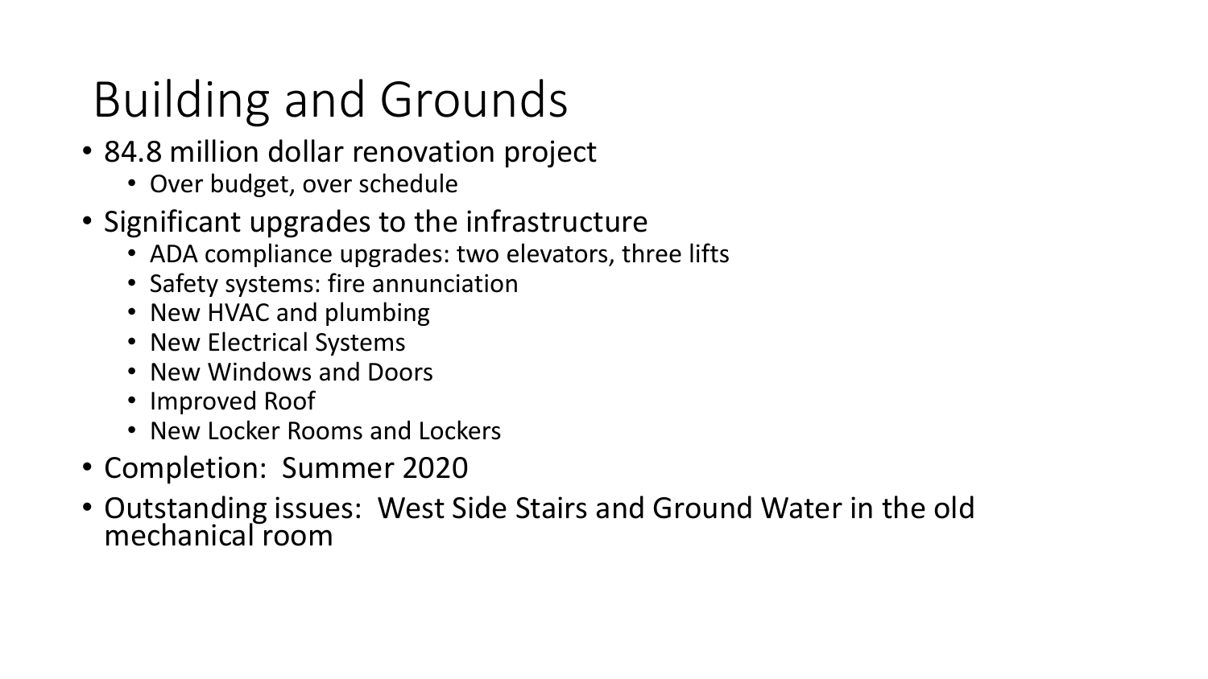# Building and Grounds

- 84.8 million dollar renovation project
  - Over budget, over schedule
- Significant upgrades to the infrastructure
  - ADA compliance upgrades: two elevators, three lifts
  - Safety systems: fire annunciation
  - New HVAC and plumbing
  - New Electrical Systems
  - New Windows and Doors
  - Improved Roof
  - New Locker Rooms and Lockers
- Completion: Summer 2020
- Outstanding issues: West Side Stairs and Ground Water in the old mechanical room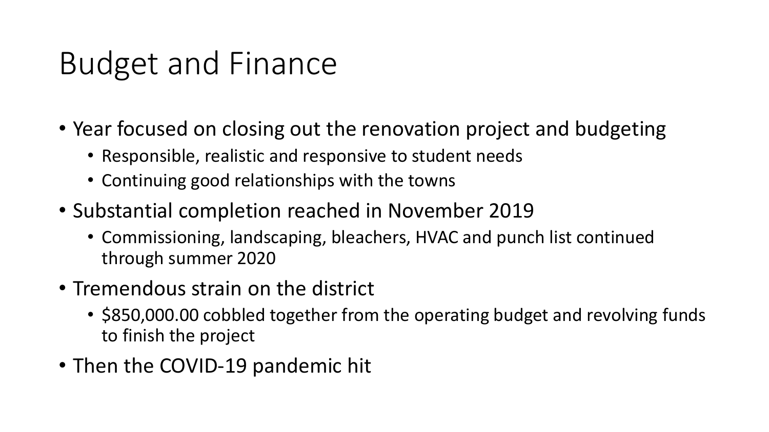# Budget and Finance

- Year focused on closing out the renovation project and budgeting
  - Responsible, realistic and responsive to student needs
  - Continuing good relationships with the towns
- Substantial completion reached in November 2019
  - Commissioning, landscaping, bleachers, HVAC and punch list continued through summer 2020
- Tremendous strain on the district
  - $850,000.00 cobbled together from the operating budget and revolving funds to finish the project
- Then the COVID-19 pandemic hit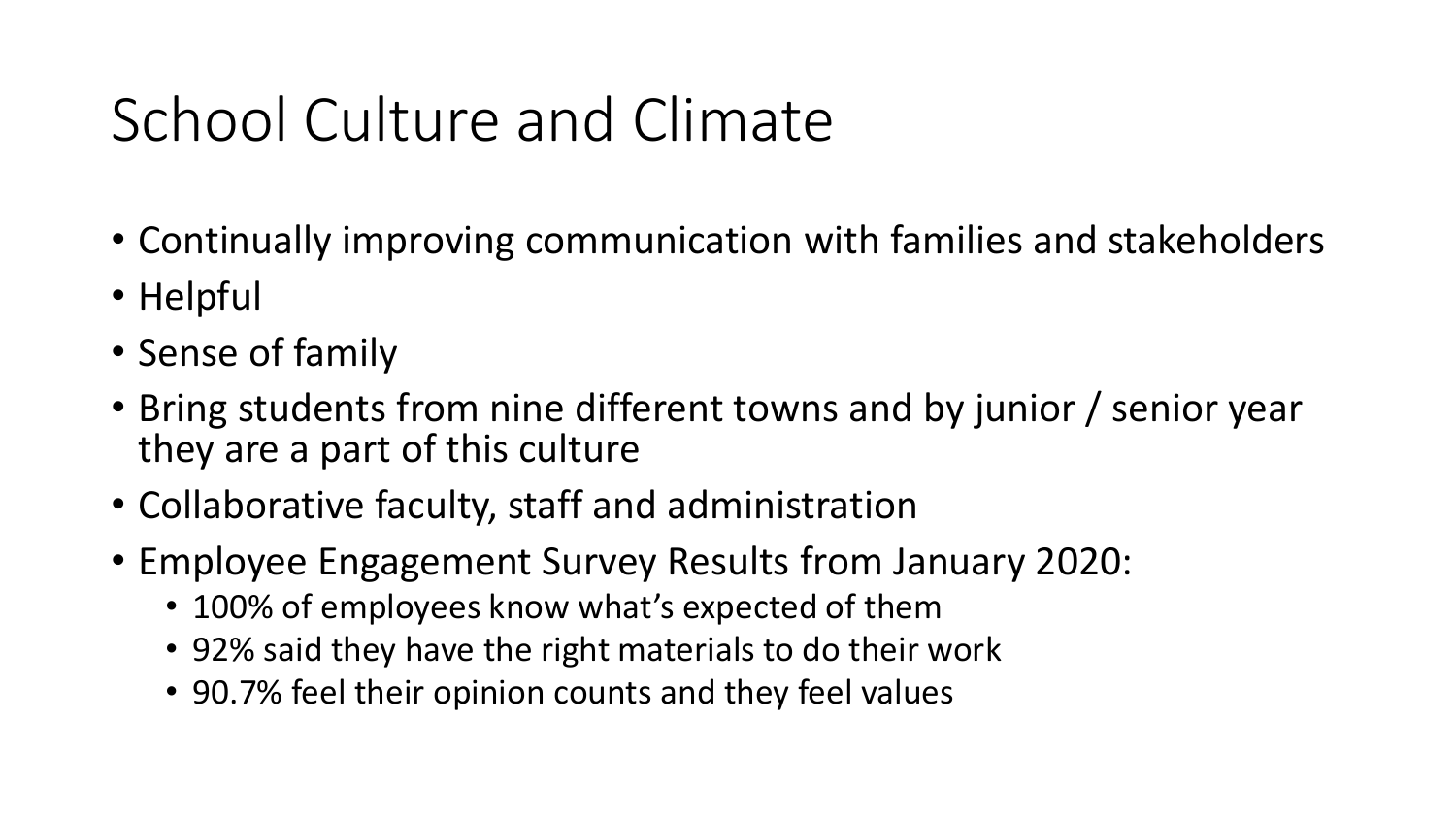# School Culture and Climate

- Continually improving communication with families and stakeholders
- Helpful
- Sense of family
- Bring students from nine different towns and by junior / senior year they are a part of this culture
- Collaborative faculty, staff and administration
- Employee Engagement Survey Results from January 2020:
  - 100% of employees know what's expected of them
  - 92% said they have the right materials to do their work
  - 90.7% feel their opinion counts and they feel values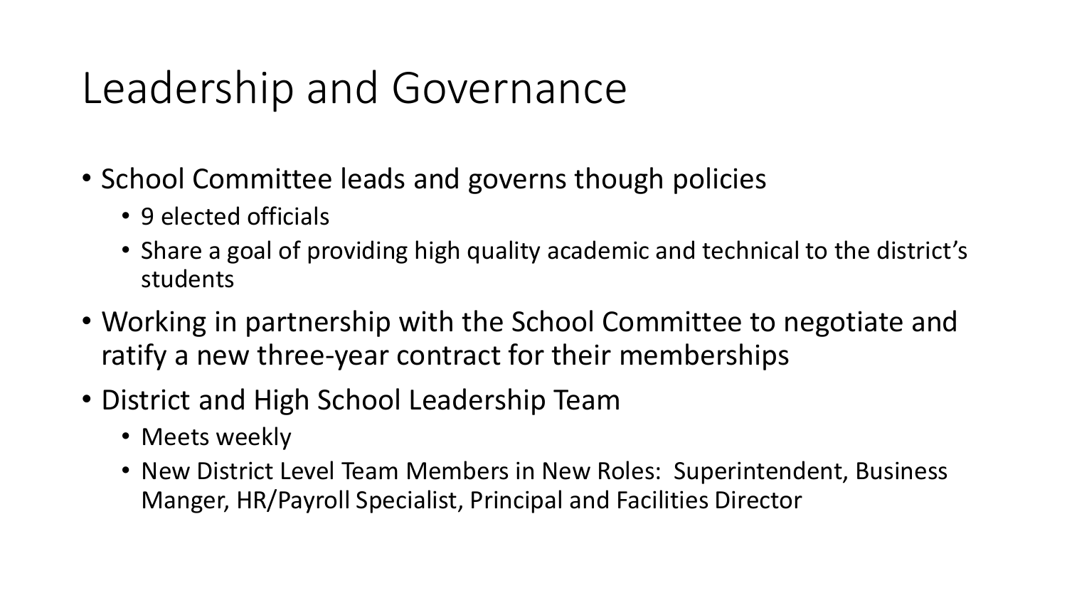# Leadership and Governance

- School Committee leads and governs though policies
  - 9 elected officials
  - Share a goal of providing high quality academic and technical to the district's students
- Working in partnership with the School Committee to negotiate and ratify a new three-year contract for their memberships
- District and High School Leadership Team
  - Meets weekly
  - New District Level Team Members in New Roles: Superintendent, Business Manger, HR/Payroll Specialist, Principal and Facilities Director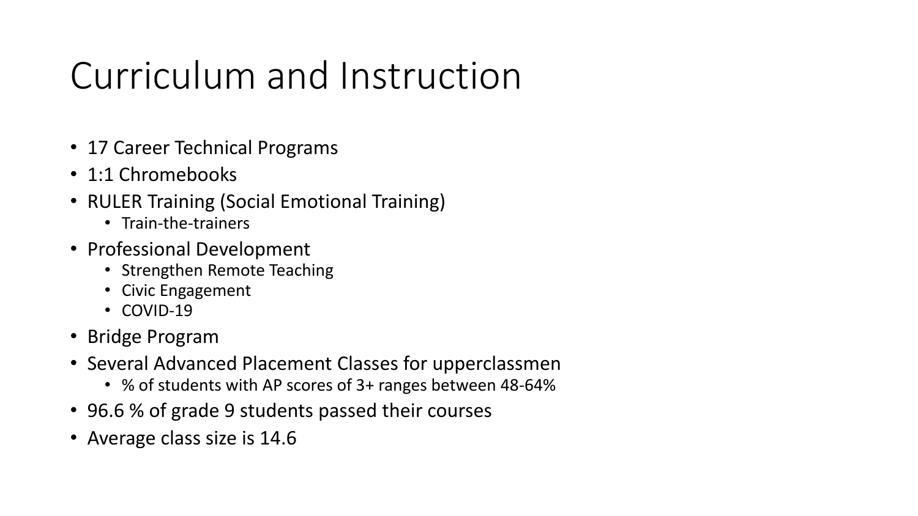# Curriculum and Instruction

- 17 Career Technical Programs
- 1:1 Chromebooks
- RULER Training (Social Emotional Training)
  - Train-the-trainers
- Professional Development
  - Strengthen Remote Teaching
  - Civic Engagement
  - COVID-19
- Bridge Program
- Several Advanced Placement Classes for upperclassmen
  - % of students with AP scores of 3+ ranges between 48-64%
- 96.6 % of grade 9 students passed their courses
- Average class size is 14.6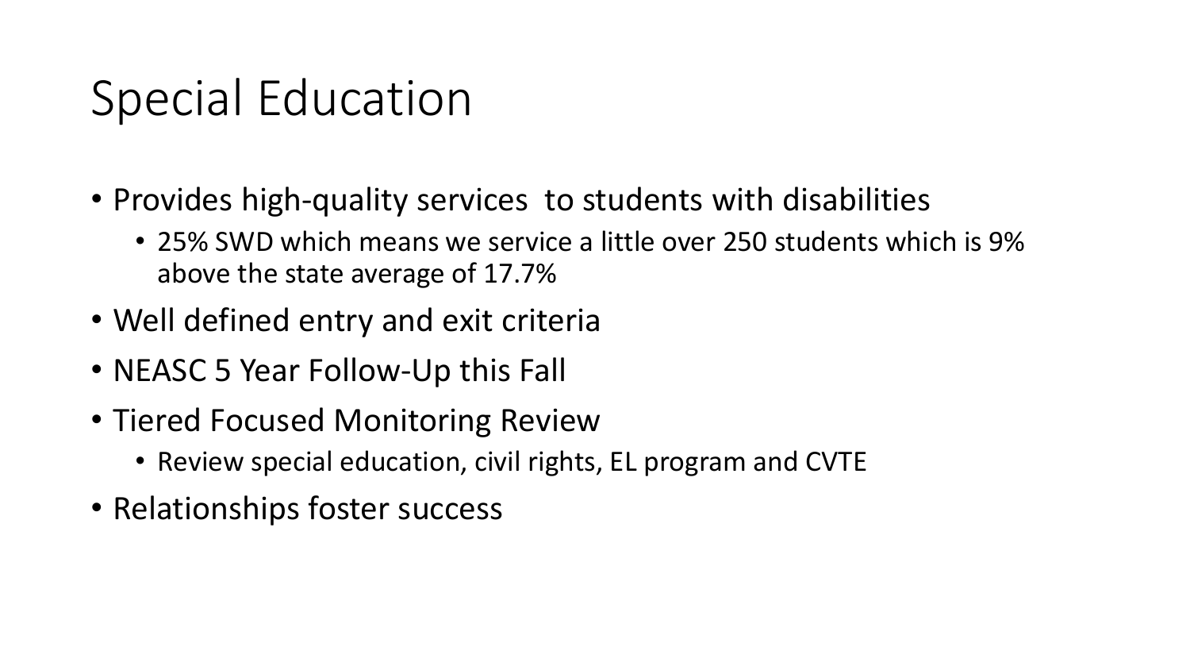# Special Education

- Provides high-quality services  to students with disabilities
  - 25% SWD which means we service a little over 250 students which is 9% above the state average of 17.7%
- Well defined entry and exit criteria
- NEASC 5 Year Follow-Up this Fall
- Tiered Focused Monitoring Review
  - Review special education, civil rights, EL program and CVTE
- Relationships foster success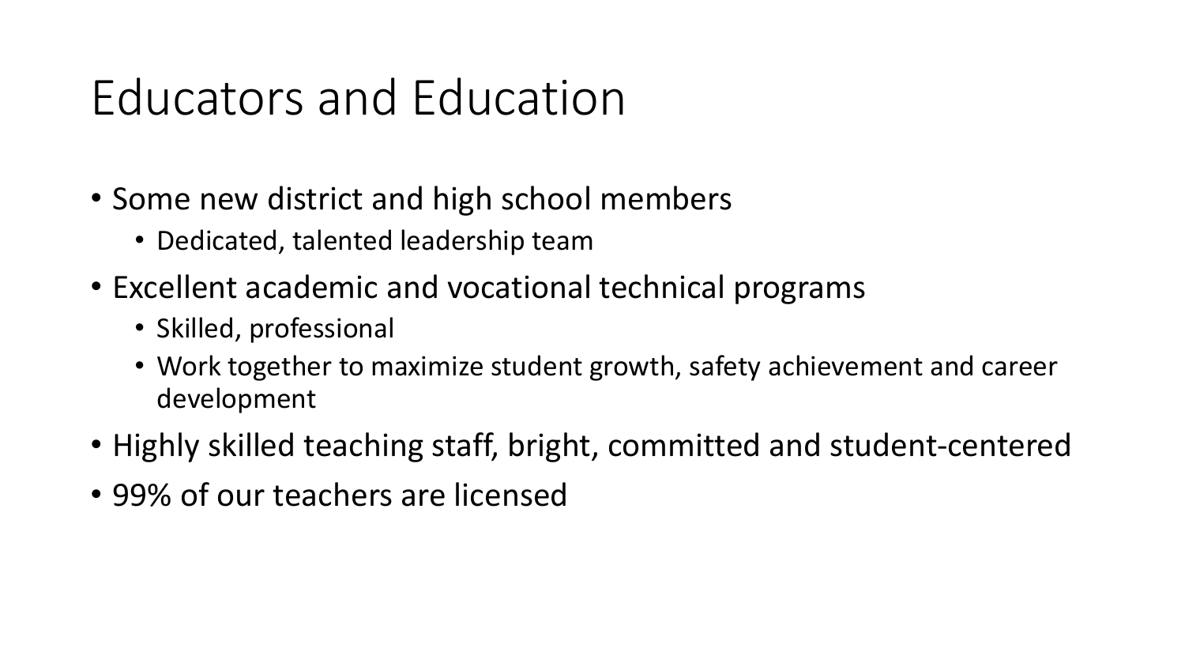# Educators and Education

- Some new district and high school members
  - Dedicated, talented leadership team
- Excellent academic and vocational technical programs
  - Skilled, professional
  - Work together to maximize student growth, safety achievement and career development
- Highly skilled teaching staff, bright, committed and student-centered
- 99% of our teachers are licensed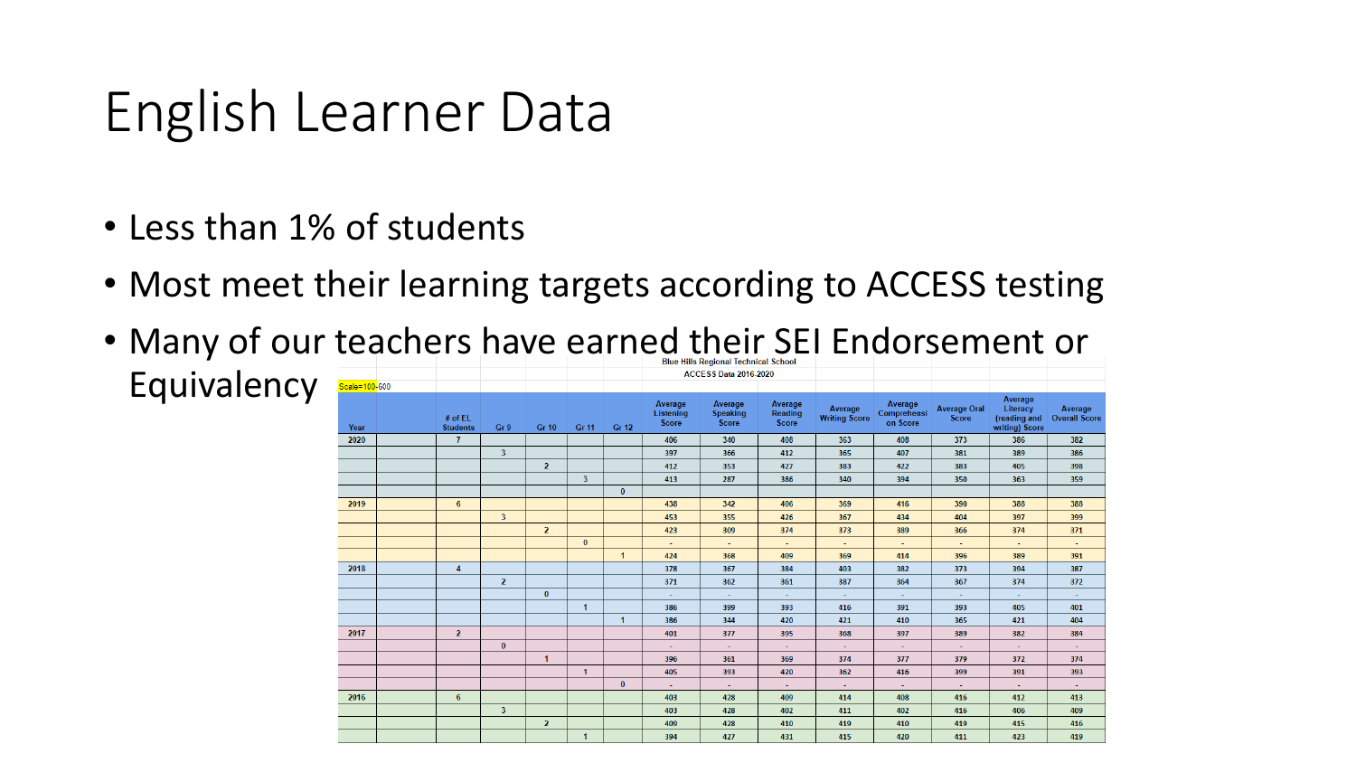# English Learner Data

- Less than 1% of students
- Most meet their learning targets according to ACCESS testing
- Many of our teachers have earned their SEI Endorsement or Equivalency

**Blue Hills Regional Technical School**

**ACCESS Data 2016-2020**

Scale=100-600

| Year | | # of EL Students | Gr 9 | Gr 10 | Gr 11 | Gr 12 | Average Listening Score | Average Speaking Score | Average Reading Score | Average Writing Score | Average Comprehension Score | Average Oral Score | Average Literacy (reading and writing) Score | Average Overall Score |
|---|---|---|---|---|---|---|---|---|---|---|---|---|---|---|
| 2020 | | 7 | | | | | 406 | 340 | 408 | 363 | 408 | 373 | 386 | 382 |
| | | | 3 | | | | 397 | 366 | 412 | 365 | 407 | 381 | 389 | 386 |
| | | | | 2 | | | 412 | 353 | 427 | 383 | 422 | 383 | 405 | 398 |
| | | | | | 3 | | 413 | 287 | 386 | 340 | 394 | 350 | 363 | 359 |
| | | | | | | 0 | | | | | | | | |
| 2019 | | 6 | | | | | 438 | 342 | 406 | 369 | 416 | 390 | 388 | 388 |
| | | | 3 | | | | 453 | 355 | 426 | 367 | 434 | 404 | 397 | 399 |
| | | | | 2 | | | 423 | 309 | 374 | 373 | 389 | 366 | 374 | 371 |
| | | | | | 0 | | - | - | - | - | - | - | - | - |
| | | | | | | 1 | 424 | 368 | 409 | 369 | 414 | 396 | 389 | 391 |
| 2018 | | 4 | | | | | 378 | 367 | 384 | 403 | 382 | 373 | 394 | 387 |
| | | | 2 | | | | 371 | 362 | 361 | 387 | 364 | 367 | 374 | 372 |
| | | | | 0 | | | - | - | - | - | - | - | - | - |
| | | | | | 1 | | 386 | 399 | 393 | 416 | 391 | 393 | 405 | 401 |
| | | | | | | 1 | 386 | 344 | 420 | 421 | 410 | 365 | 421 | 404 |
| 2017 | | 2 | | | | | 401 | 377 | 395 | 368 | 397 | 389 | 382 | 384 |
| | | | 0 | | | | - | - | - | - | - | - | - | - |
| | | | | 1 | | | 396 | 361 | 369 | 374 | 377 | 379 | 372 | 374 |
| | | | | | 1 | | 405 | 393 | 420 | 362 | 416 | 399 | 391 | 393 |
| | | | | | | 0 | - | - | - | - | - | - | - | - |
| 2016 | | 6 | | | | | 403 | 428 | 409 | 414 | 408 | 416 | 412 | 413 |
| | | | 3 | | | | 403 | 428 | 402 | 411 | 402 | 416 | 406 | 409 |
| | | | | 2 | | | 409 | 428 | 410 | 419 | 410 | 419 | 415 | 416 |
| | | | | | 1 | | 394 | 427 | 431 | 415 | 420 | 411 | 423 | 419 |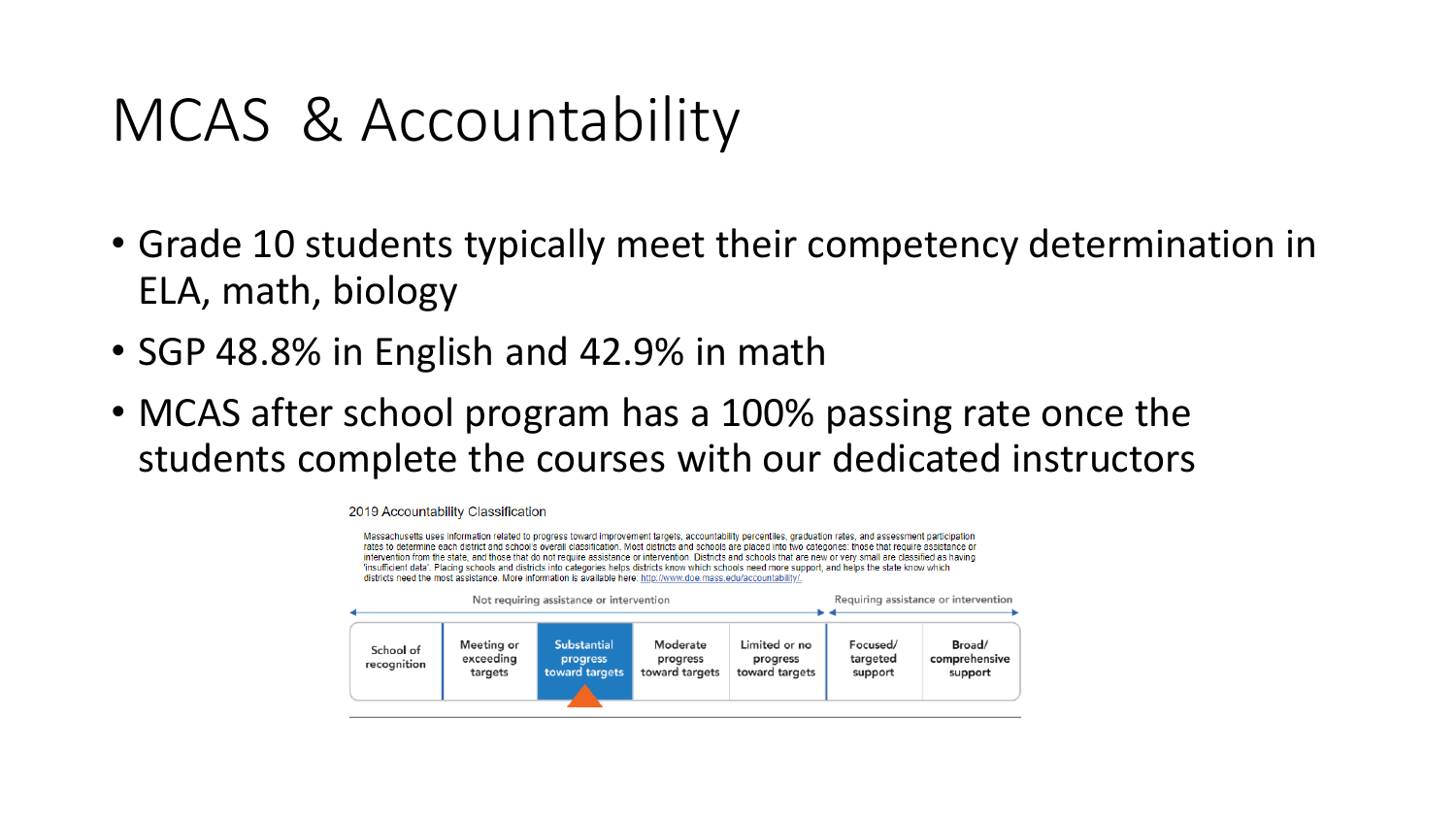# MCAS & Accountability

- Grade 10 students typically meet their competency determination in ELA, math, biology
- SGP 48.8% in English and 42.9% in math
- MCAS after school program has a 100% passing rate once the students complete the courses with our dedicated instructors

2019 Accountability Classification

Massachusetts uses information related to progress toward improvement targets, accountability percentiles, graduation rates, and assessment participation rates to determine each district and school's overall classification. Most districts and schools are placed into two categories: those that require assistance or intervention from the state, and those that do not require assistance or intervention. Districts and schools that are new or very small are classified as having 'insufficient data'. Placing schools and districts into categories helps districts know which schools need more support, and helps the state know which districts need the most assistance. More information is available here: http://www.doe.mass.edu/accountability/.

| Not requiring assistance or intervention | | | | | Requiring assistance or intervention | |
|---|---|---|---|---|---|---|
| School of recognition | Meeting or exceeding targets | **Substantial progress toward targets** | Moderate progress toward targets | Limited or no progress toward targets | Focused/ targeted support | Broad/ comprehensive support |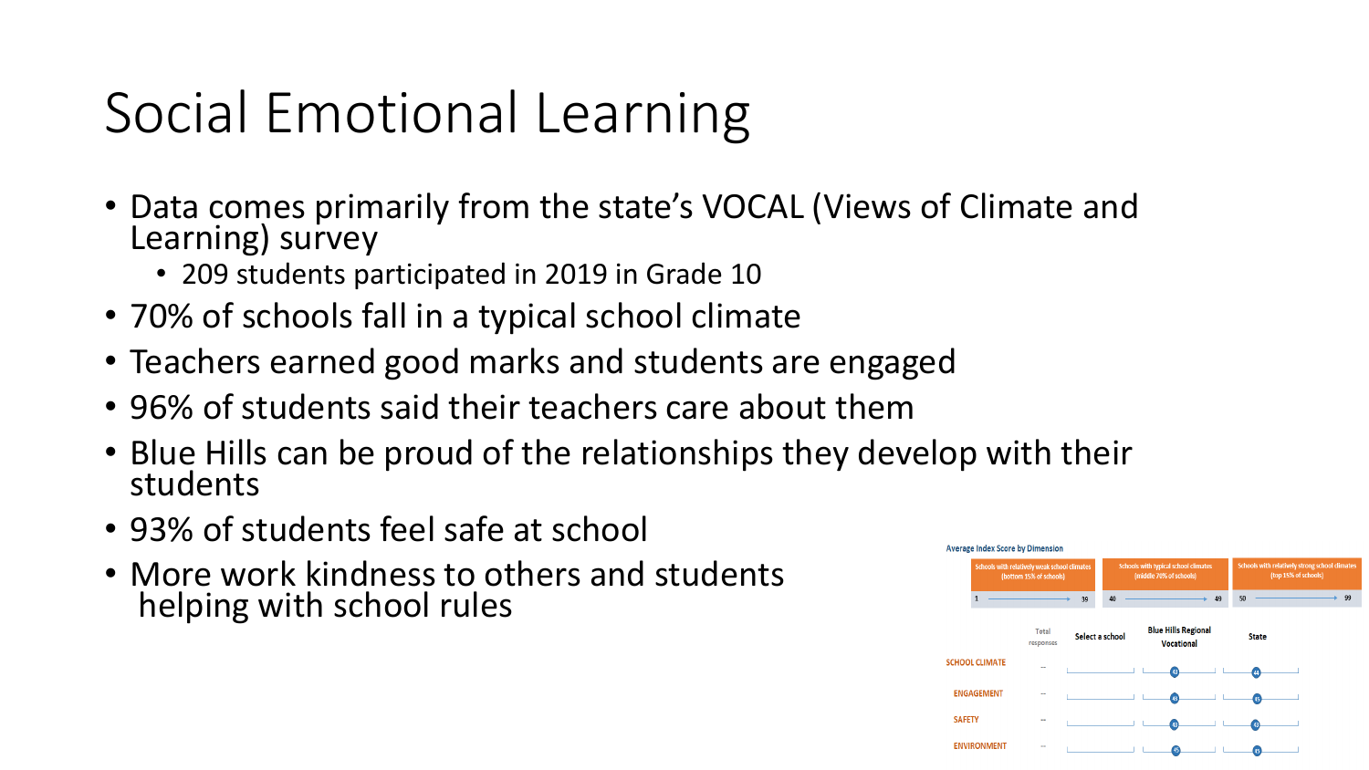# Social Emotional Learning

- Data comes primarily from the state's VOCAL (Views of Climate and Learning) survey
  - 209 students participated in 2019 in Grade 10
- 70% of schools fall in a typical school climate
- Teachers earned good marks and students are engaged
- 96% of students said their teachers care about them
- Blue Hills can be proud of the relationships they develop with their students
- 93% of students feel safe at school
- More work kindness to others and students helping with school rules

**Average Index Score by Dimension**

| Schools with relatively weak school climates (bottom 15% of schools) | Schools with typical school climates (middle 70% of schools) | Schools with relatively strong school climates (top 15% of schools) |
|---|---|---|
| 1 → 39 | 40 → 49 | 50 → 99 |

| | Total responses | Select a school | Blue Hills Regional Vocational | State |
|---|---|---|---|---|
| SCHOOL CLIMATE | -- | | 43 | 44 |
| ENGAGEMENT | -- | | 45 | 45 |
| SAFETY | -- | | 43 | 43 |
| ENVIRONMENT | -- | | 45 | 45 |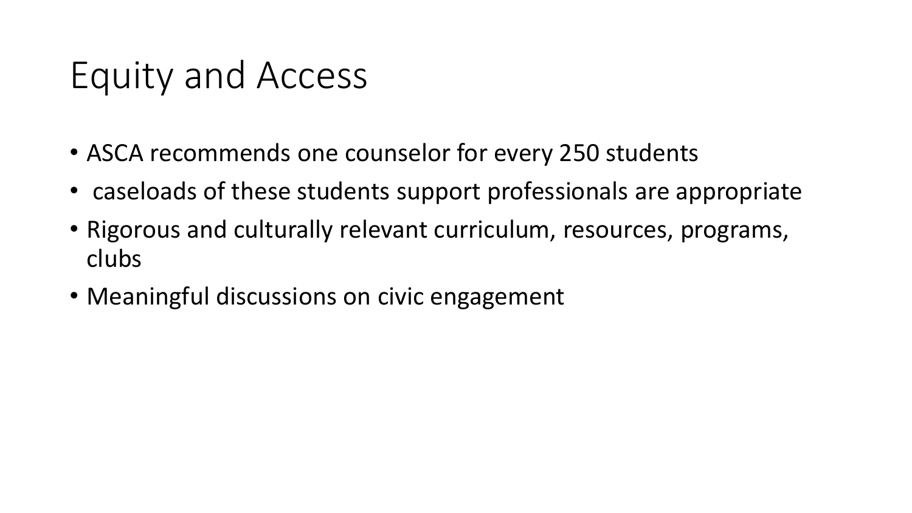# Equity and Access

- ASCA recommends one counselor for every 250 students
- caseloads of these students support professionals are appropriate
- Rigorous and culturally relevant curriculum, resources, programs, clubs
- Meaningful discussions on civic engagement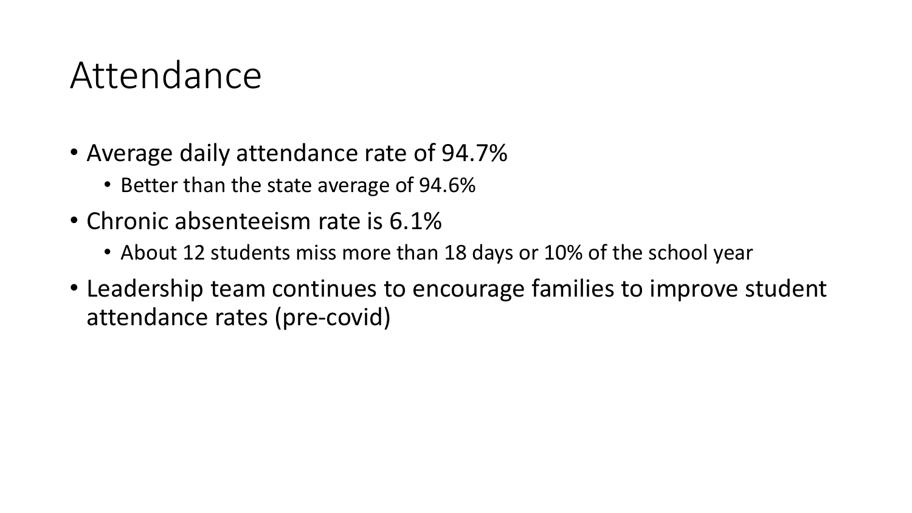# Attendance

- Average daily attendance rate of 94.7%
  - Better than the state average of 94.6%
- Chronic absenteeism rate is 6.1%
  - About 12 students miss more than 18 days or 10% of the school year
- Leadership team continues to encourage families to improve student attendance rates (pre-covid)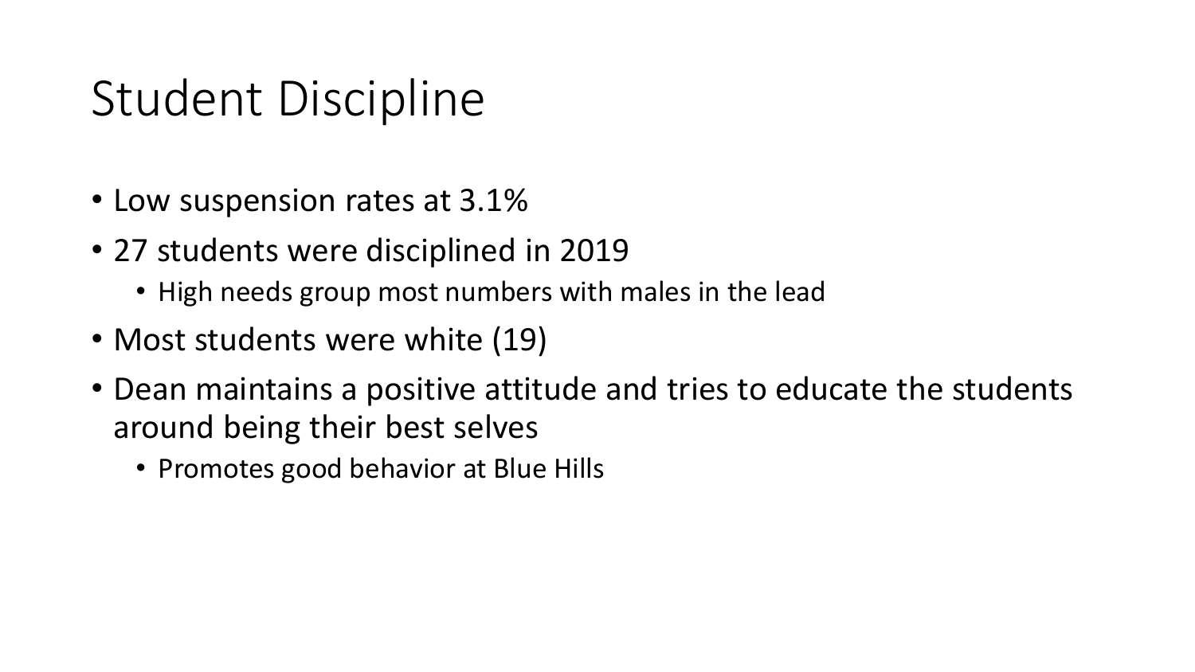# Student Discipline

- Low suspension rates at 3.1%
- 27 students were disciplined in 2019
  - High needs group most numbers with males in the lead
- Most students were white (19)
- Dean maintains a positive attitude and tries to educate the students around being their best selves
  - Promotes good behavior at Blue Hills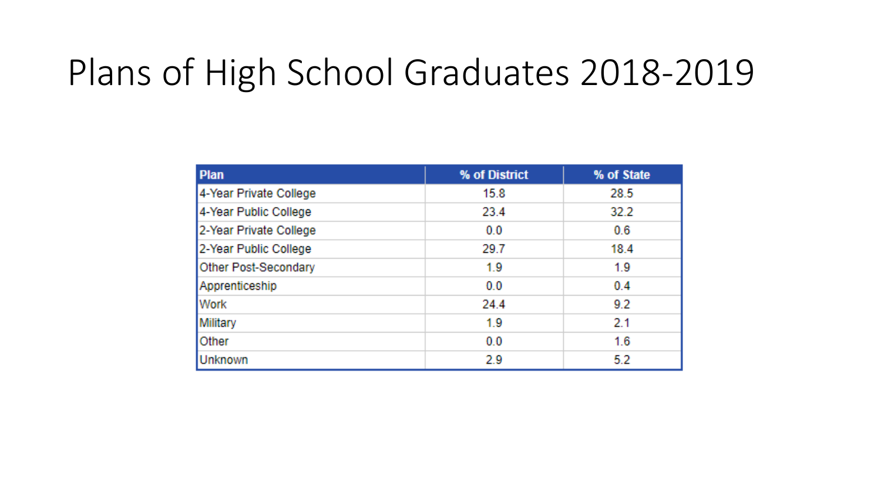# Plans of High School Graduates 2018-2019

| Plan | % of District | % of State |
|---|---|---|
| 4-Year Private College | 15.8 | 28.5 |
| 4-Year Public College | 23.4 | 32.2 |
| 2-Year Private College | 0.0 | 0.6 |
| 2-Year Public College | 29.7 | 18.4 |
| Other Post-Secondary | 1.9 | 1.9 |
| Apprenticeship | 0.0 | 0.4 |
| Work | 24.4 | 9.2 |
| Military | 1.9 | 2.1 |
| Other | 0.0 | 1.6 |
| Unknown | 2.9 | 5.2 |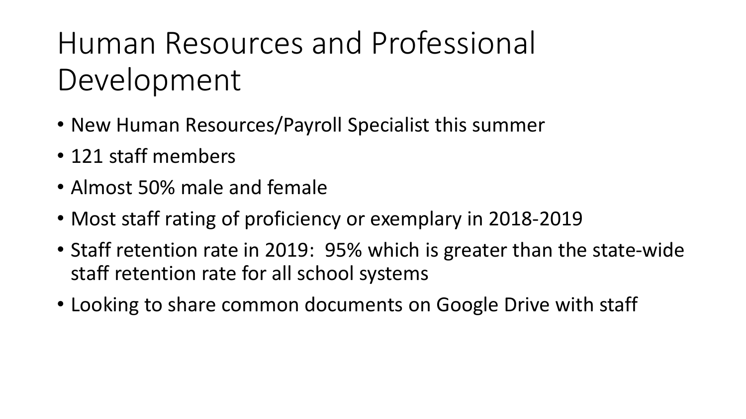# Human Resources and Professional Development

- New Human Resources/Payroll Specialist this summer
- 121 staff members
- Almost 50% male and female
- Most staff rating of proficiency or exemplary in 2018-2019
- Staff retention rate in 2019:  95% which is greater than the state-wide staff retention rate for all school systems
- Looking to share common documents on Google Drive with staff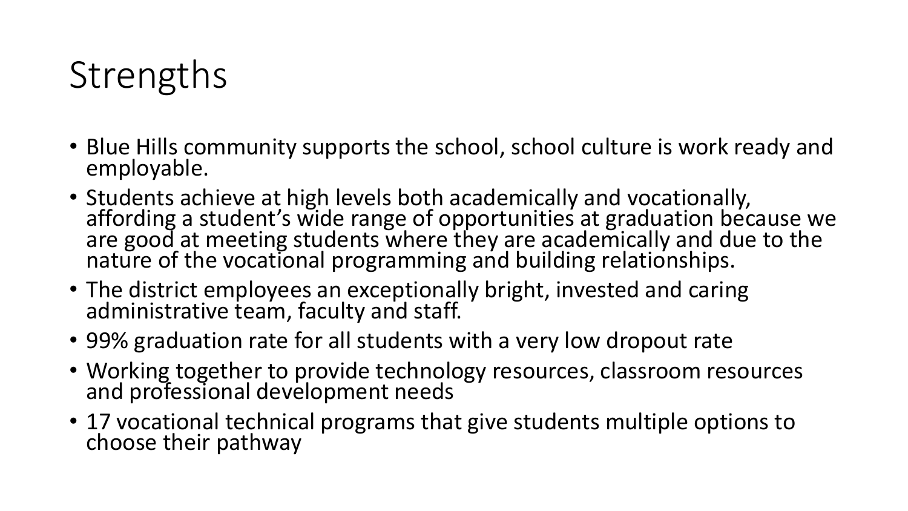# Strengths

- Blue Hills community supports the school, school culture is work ready and employable.
- Students achieve at high levels both academically and vocationally, affording a student's wide range of opportunities at graduation because we are good at meeting students where they are academically and due to the nature of the vocational programming and building relationships.
- The district employees an exceptionally bright, invested and caring administrative team, faculty and staff.
- 99% graduation rate for all students with a very low dropout rate
- Working together to provide technology resources, classroom resources and professional development needs
- 17 vocational technical programs that give students multiple options to choose their pathway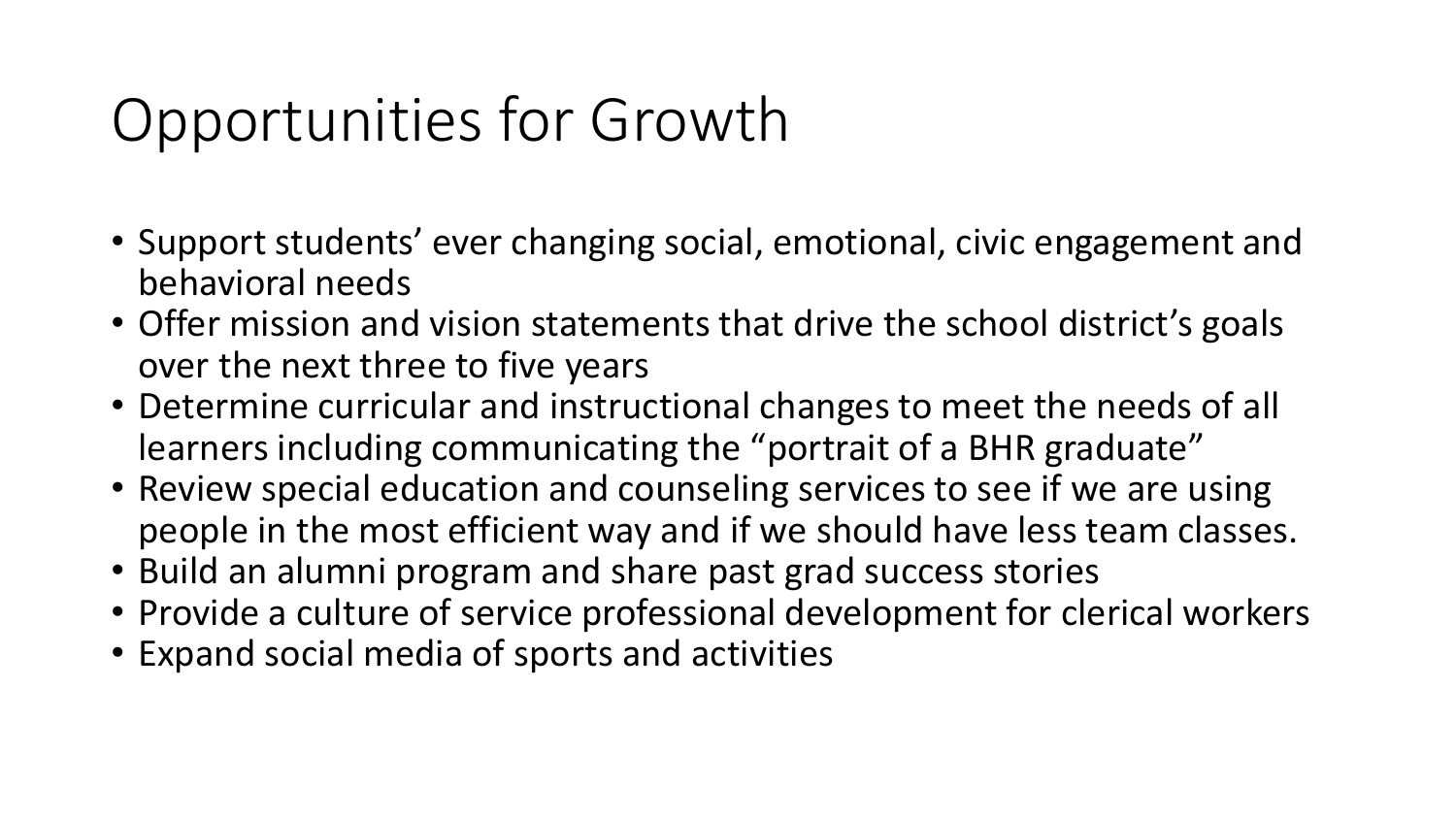# Opportunities for Growth

- Support students' ever changing social, emotional, civic engagement and behavioral needs
- Offer mission and vision statements that drive the school district's goals over the next three to five years
- Determine curricular and instructional changes to meet the needs of all learners including communicating the "portrait of a BHR graduate"
- Review special education and counseling services to see if we are using people in the most efficient way and if we should have less team classes.
- Build an alumni program and share past grad success stories
- Provide a culture of service professional development for clerical workers
- Expand social media of sports and activities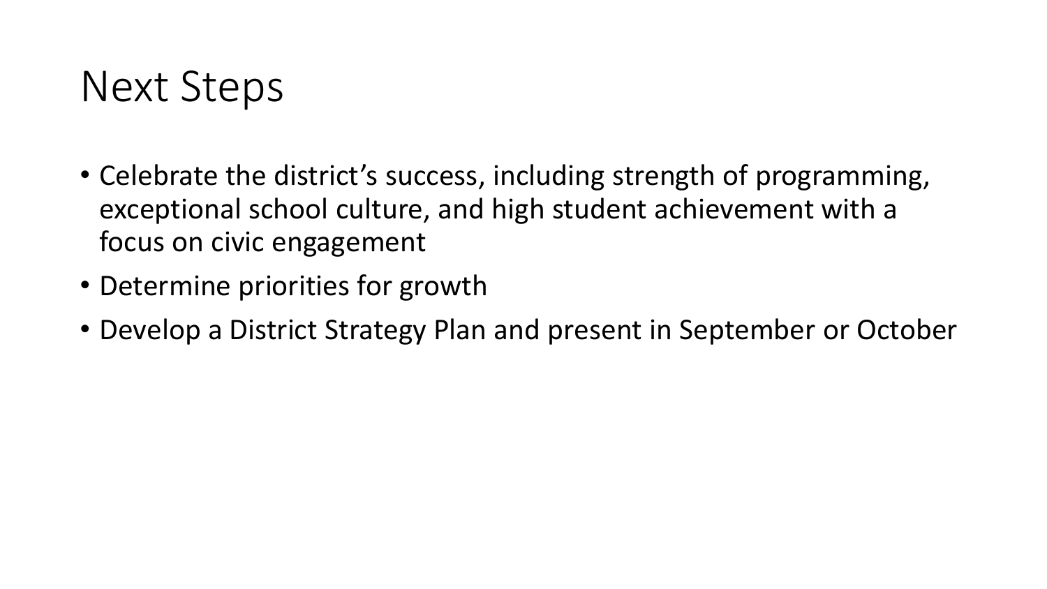# Next Steps

- Celebrate the district's success, including strength of programming, exceptional school culture, and high student achievement with a focus on civic engagement
- Determine priorities for growth
- Develop a District Strategy Plan and present in September or October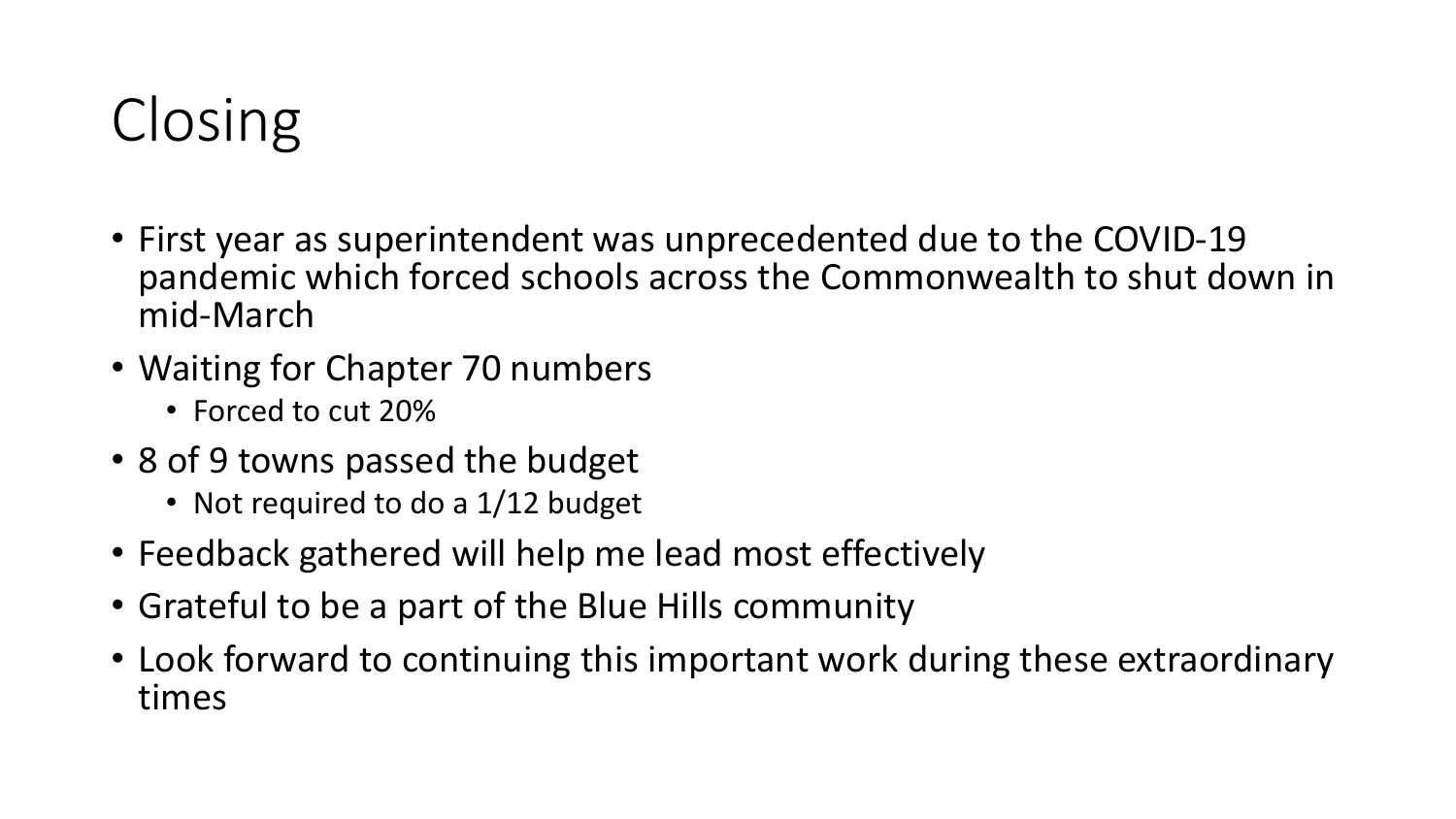# Closing

- First year as superintendent was unprecedented due to the COVID-19 pandemic which forced schools across the Commonwealth to shut down in mid-March
- Waiting for Chapter 70 numbers
  - Forced to cut 20%
- 8 of 9 towns passed the budget
  - Not required to do a 1/12 budget
- Feedback gathered will help me lead most effectively
- Grateful to be a part of the Blue Hills community
- Look forward to continuing this important work during these extraordinary times